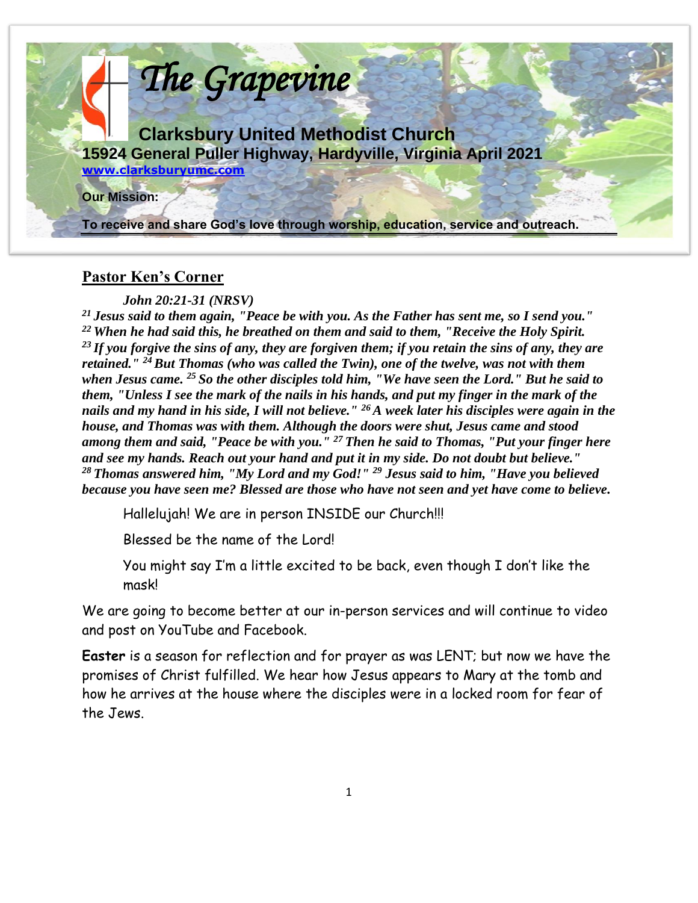# The Grapevine

## Clarksbury United Methodist Church

**15924 General Puller Highway, Hardyville, Virginia April 2021**

**[www.clarksburyumc.com](http://www.clarksburyumc.com)**

**Our Mission:**

**To receive and share God's love through worship, education, service and outreach.**

---

## Pastor Ken's Corner

***John 20:21-31 (NRSV)***

***[21] Jesus said to them again, "Peace be with you. As the Father has sent me, so I send you." [22] When he had said this, he breathed on them and said to them, "Receive the Holy Spirit. [23] If you forgive the sins of any, they are forgiven them; if you retain the sins of any, they are retained." [24] But Thomas (who was called the Twin), one of the twelve, was not with them when Jesus came. [25] So the other disciples told him, "We have seen the Lord." But he said to them, "Unless I see the mark of the nails in his hands, and put my finger in the mark of the nails and my hand in his side, I will not believe." [26] A week later his disciples were again in the house, and Thomas was with them. Although the doors were shut, Jesus came and stood among them and said, "Peace be with you." [27] Then he said to Thomas, "Put your finger here and see my hands. Reach out your hand and put it in my side. Do not doubt but believe." [28] Thomas answered him, "My Lord and my God!" [29] Jesus said to him, "Have you believed because you have seen me? Blessed are those who have not seen and yet have come to believe.***

Hallelujah! We are in person INSIDE our Church!!!

Blessed be the name of the Lord!

You might say I'm a little excited to be back, even though I don't like the mask!

We are going to become better at our in-person services and will continue to video and post on YouTube and Facebook.

**Easter** is a season for reflection and for prayer as was LENT; but now we have the promises of Christ fulfilled. We hear how Jesus appears to Mary at the tomb and how he arrives at the house where the disciples were in a locked room for fear of the Jews.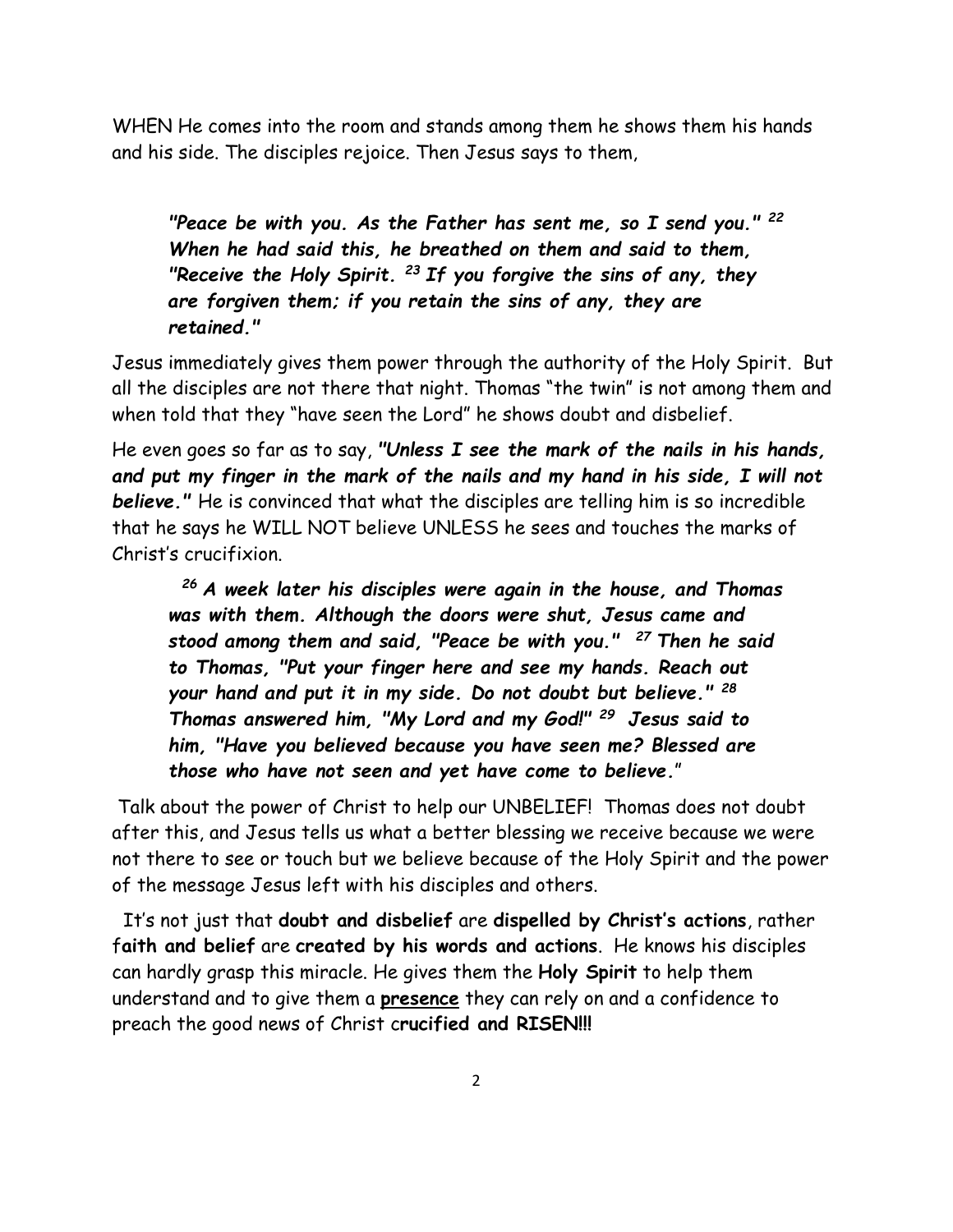WHEN He comes into the room and stands among them he shows them his hands and his side. The disciples rejoice. Then Jesus says to them,

> ***"Peace be with you. As the Father has sent me, so I send you." [22] When he had said this, he breathed on them and said to them, "Receive the Holy Spirit. [23] If you forgive the sins of any, they are forgiven them; if you retain the sins of any, they are retained."***

Jesus immediately gives them power through the authority of the Holy Spirit. But all the disciples are not there that night. Thomas "the twin" is not among them and when told that they "have seen the Lord" he shows doubt and disbelief.

He even goes so far as to say, ***"Unless I see the mark of the nails in his hands, and put my finger in the mark of the nails and my hand in his side, I will not believe."*** He is convinced that what the disciples are telling him is so incredible that he says he WILL NOT believe UNLESS he sees and touches the marks of Christ's crucifixion.

> ***[26] A week later his disciples were again in the house, and Thomas was with them. Although the doors were shut, Jesus came and stood among them and said, "Peace be with you." [27] Then he said to Thomas, "Put your finger here and see my hands. Reach out your hand and put it in my side. Do not doubt but believe." [28] Thomas answered him, "My Lord and my God!" [29] Jesus said to him, "Have you believed because you have seen me? Blessed are those who have not seen and yet have come to believe."***

Talk about the power of Christ to help our UNBELIEF! Thomas does not doubt after this, and Jesus tells us what a better blessing we receive because we were not there to see or touch but we believe because of the Holy Spirit and the power of the message Jesus left with his disciples and others.

It's not just that **doubt and disbelief** are **dispelled by Christ's actions**, rather f**aith and belief** are **created by his words and actions**. He knows his disciples can hardly grasp this miracle. He gives them the **Holy Spirit** to help them understand and to give them a <u>**presence**</u> they can rely on and a confidence to preach the good news of Christ c**rucified and RISEN!!!**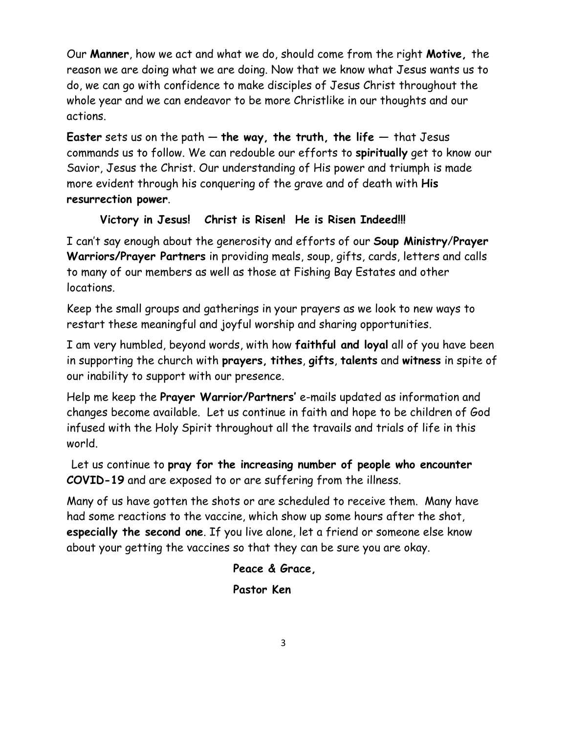Our **Manner**, how we act and what we do, should come from the right **Motive,** the reason we are doing what we are doing. Now that we know what Jesus wants us to do, we can go with confidence to make disciples of Jesus Christ throughout the whole year and we can endeavor to be more Christlike in our thoughts and our actions.

**Easter** sets us on the path — **the way, the truth, the life** — that Jesus commands us to follow. We can redouble our efforts to **spiritually** get to know our Savior, Jesus the Christ. Our understanding of His power and triumph is made more evident through his conquering of the grave and of death with **His resurrection power**.

**Victory in Jesus! Christ is Risen! He is Risen Indeed!!!**

I can't say enough about the generosity and efforts of our **Soup Ministry/Prayer Warriors/Prayer Partners** in providing meals, soup, gifts, cards, letters and calls to many of our members as well as those at Fishing Bay Estates and other locations.

Keep the small groups and gatherings in your prayers as we look to new ways to restart these meaningful and joyful worship and sharing opportunities.

I am very humbled, beyond words, with how **faithful and loyal** all of you have been in supporting the church with **prayers, tithes**, **gifts**, **talents** and **witness** in spite of our inability to support with our presence.

Help me keep the **Prayer Warrior/Partners'** e-mails updated as information and changes become available. Let us continue in faith and hope to be children of God infused with the Holy Spirit throughout all the travails and trials of life in this world.

Let us continue to **pray for the increasing number of people who encounter COVID-19** and are exposed to or are suffering from the illness.

Many of us have gotten the shots or are scheduled to receive them. Many have had some reactions to the vaccine, which show up some hours after the shot, **especially the second one**. If you live alone, let a friend or someone else know about your getting the vaccines so that they can be sure you are okay.

**Peace & Grace,**

**Pastor Ken**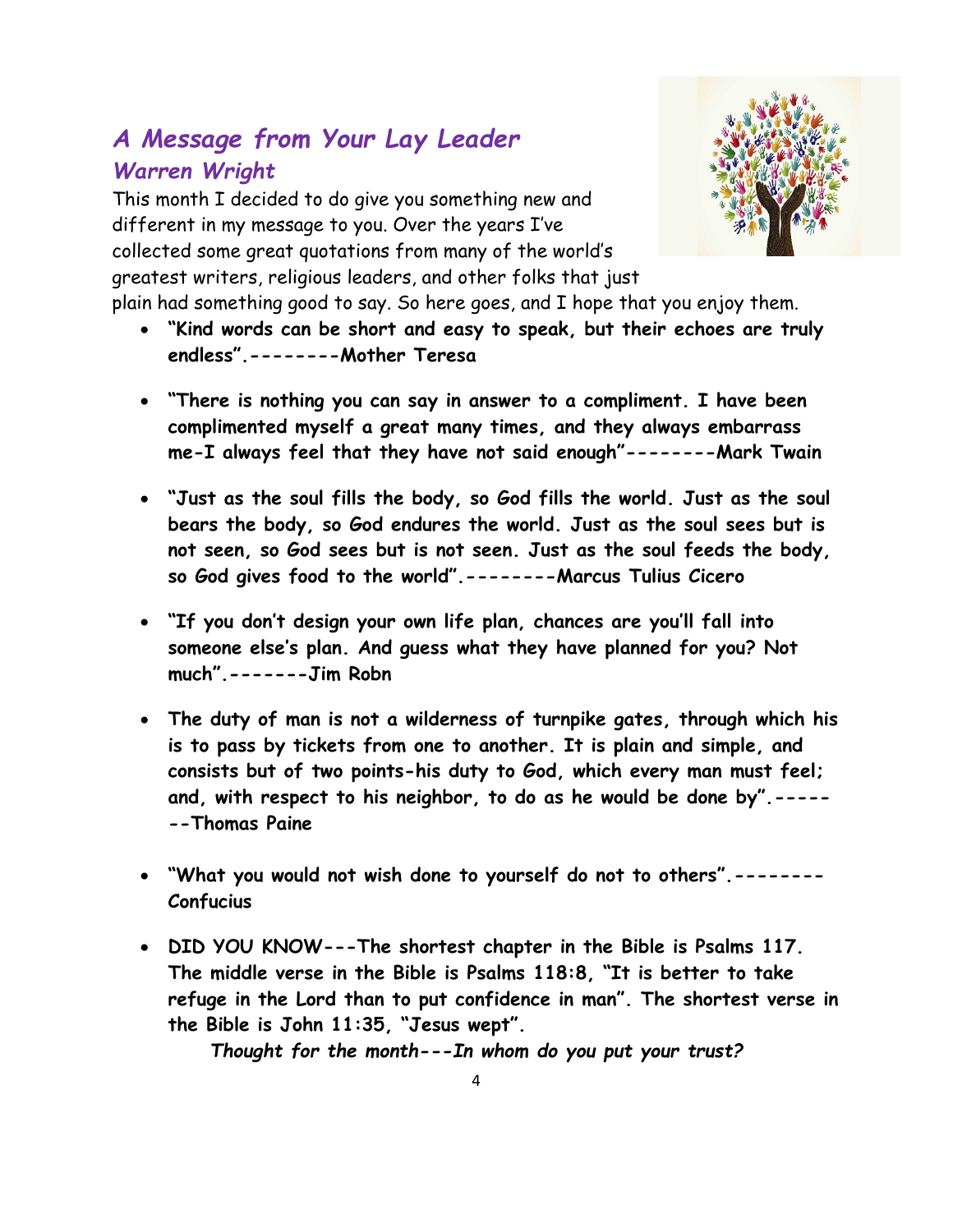## *A Message from Your Lay Leader*

### *Warren Wright*

This month I decided to do give you something new and different in my message to you. Over the years I've collected some great quotations from many of the world's greatest writers, religious leaders, and other folks that just plain had something good to say. So here goes, and I hope that you enjoy them.

- **"Kind words can be short and easy to speak, but their echoes are truly endless".--------Mother Teresa**

- **"There is nothing you can say in answer to a compliment. I have been complimented myself a great many times, and they always embarrass me-I always feel that they have not said enough"--------Mark Twain**

- **"Just as the soul fills the body, so God fills the world. Just as the soul bears the body, so God endures the world. Just as the soul sees but is not seen, so God sees but is not seen. Just as the soul feeds the body, so God gives food to the world".--------Marcus Tulius Cicero**

- **"If you don't design your own life plan, chances are you'll fall into someone else's plan. And guess what they have planned for you? Not much".-------Jim Robn**

- **The duty of man is not a wilderness of turnpike gates, through which his is to pass by tickets from one to another. It is plain and simple, and consists but of two points-his duty to God, which every man must feel; and, with respect to his neighbor, to do as he would be done by".-------Thomas Paine**

- **"What you would not wish done to yourself do not to others".--------Confucius**

- **DID YOU KNOW---The shortest chapter in the Bible is Psalms 117. The middle verse in the Bible is Psalms 118:8, "It is better to take refuge in the Lord than to put confidence in man". The shortest verse in the Bible is John 11:35, "Jesus wept".**

***Thought for the month---In whom do you put your trust?***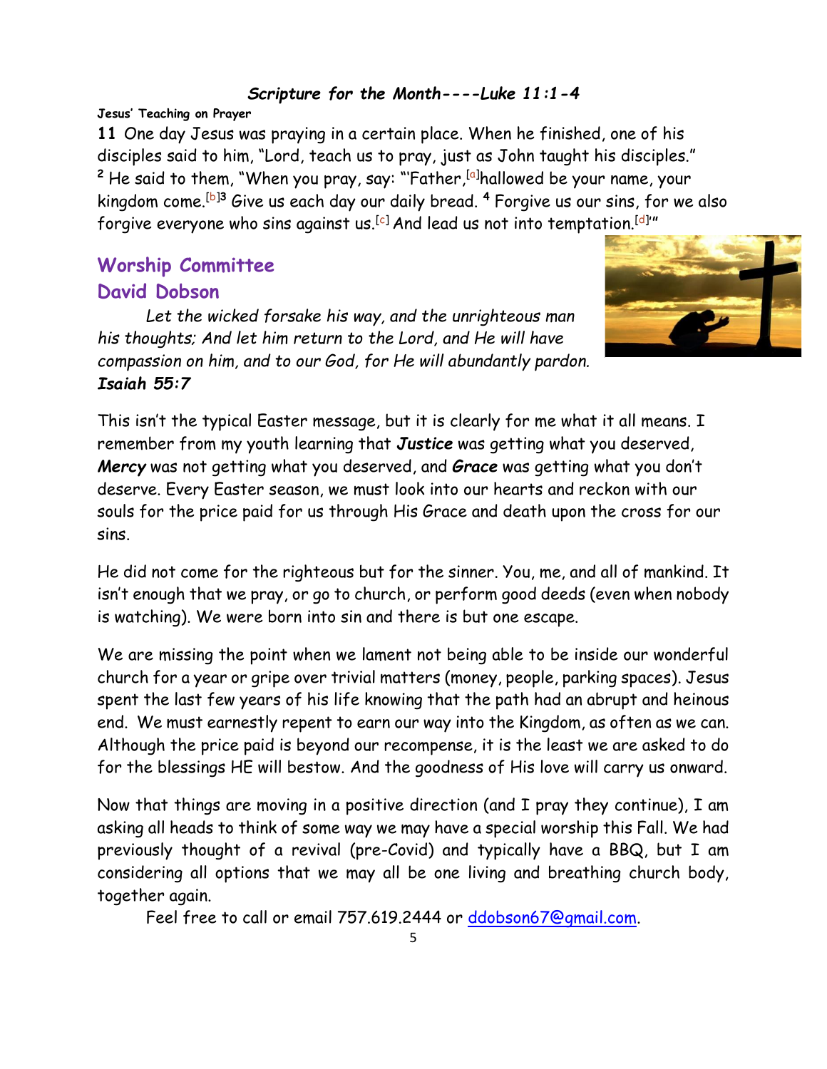### *Scripture for the Month----Luke 11:1-4*

**Jesus' Teaching on Prayer**

**11** One day Jesus was praying in a certain place. When he finished, one of his disciples said to him, "Lord, teach us to pray, just as John taught his disciples." [2] He said to them, "When you pray, say: "'Father,[a]hallowed be your name, your kingdom come.[b][3] Give us each day our daily bread. [4] Forgive us our sins, for we also forgive everyone who sins against us.[c] And lead us not into temptation.[d]'"

## Worship Committee

## David Dobson

*Let the wicked forsake his way, and the unrighteous man his thoughts; And let him return to the Lord, and He will have compassion on him, and to our God, for He will abundantly pardon.* ***Isaiah 55:7***

This isn't the typical Easter message, but it is clearly for me what it all means. I remember from my youth learning that ***Justice*** was getting what you deserved, ***Mercy*** was not getting what you deserved, and ***Grace*** was getting what you don't deserve. Every Easter season, we must look into our hearts and reckon with our souls for the price paid for us through His Grace and death upon the cross for our sins.

He did not come for the righteous but for the sinner. You, me, and all of mankind. It isn't enough that we pray, or go to church, or perform good deeds (even when nobody is watching). We were born into sin and there is but one escape.

We are missing the point when we lament not being able to be inside our wonderful church for a year or gripe over trivial matters (money, people, parking spaces). Jesus spent the last few years of his life knowing that the path had an abrupt and heinous end. We must earnestly repent to earn our way into the Kingdom, as often as we can. Although the price paid is beyond our recompense, it is the least we are asked to do for the blessings HE will bestow. And the goodness of His love will carry us onward.

Now that things are moving in a positive direction (and I pray they continue), I am asking all heads to think of some way we may have a special worship this Fall. We had previously thought of a revival (pre-Covid) and typically have a BBQ, but I am considering all options that we may all be one living and breathing church body, together again.

Feel free to call or email 757.619.2444 or ddobson67@gmail.com.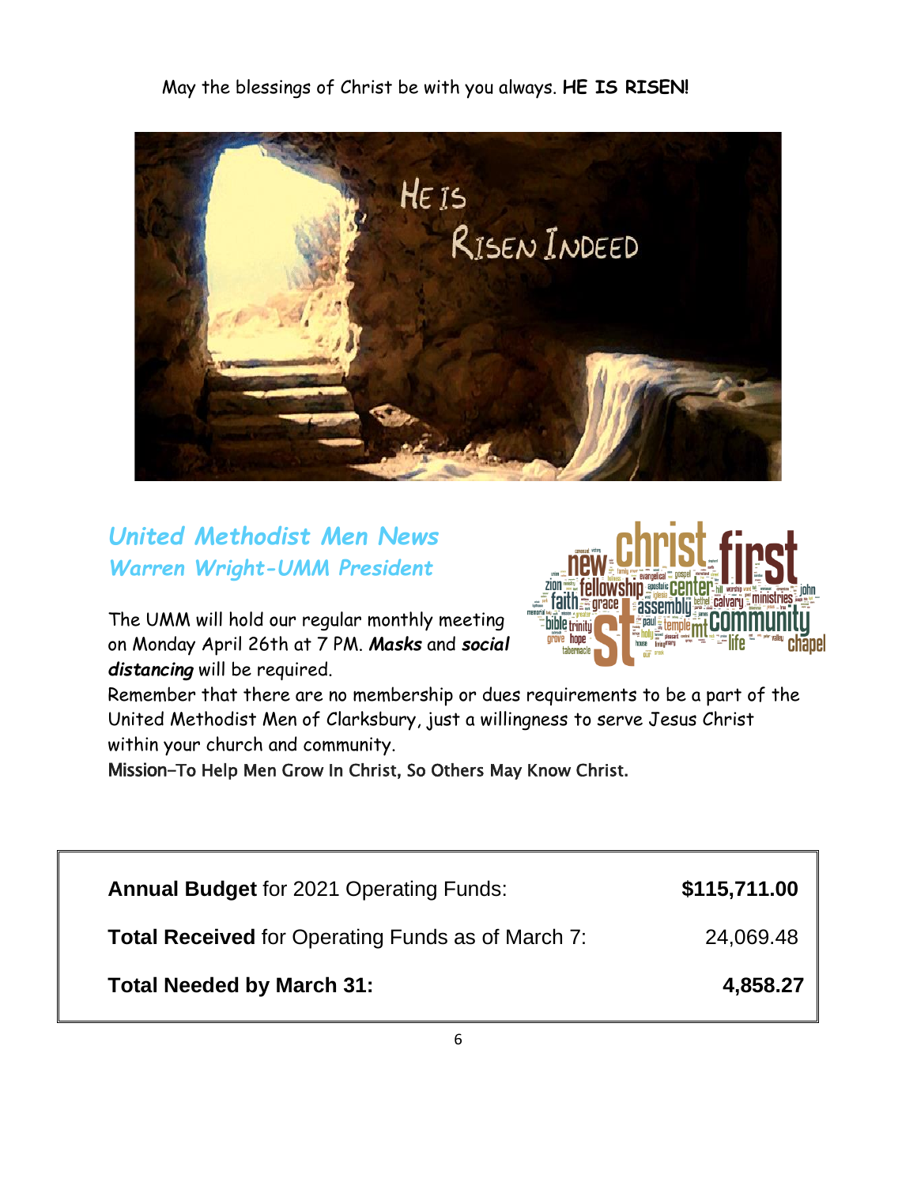May the blessings of Christ be with you always. **HE IS RISEN!**

## *United Methodist Men News*

### *Warren Wright-UMM President*

The UMM will hold our regular monthly meeting on Monday April 26th at 7 PM. ***Masks*** and ***social distancing*** will be required.

Remember that there are no membership or dues requirements to be a part of the United Methodist Men of Clarksbury, just a willingness to serve Jesus Christ within your church and community.

Mission–To Help Men Grow In Christ, So Others May Know Christ.

| | |
|---|---|
| **Annual Budget** for 2021 Operating Funds: | **$115,711.00** |
| **Total Received** for Operating Funds as of March 7: | 24,069.48 |
| **Total Needed by March 31:** | **4,858.27** |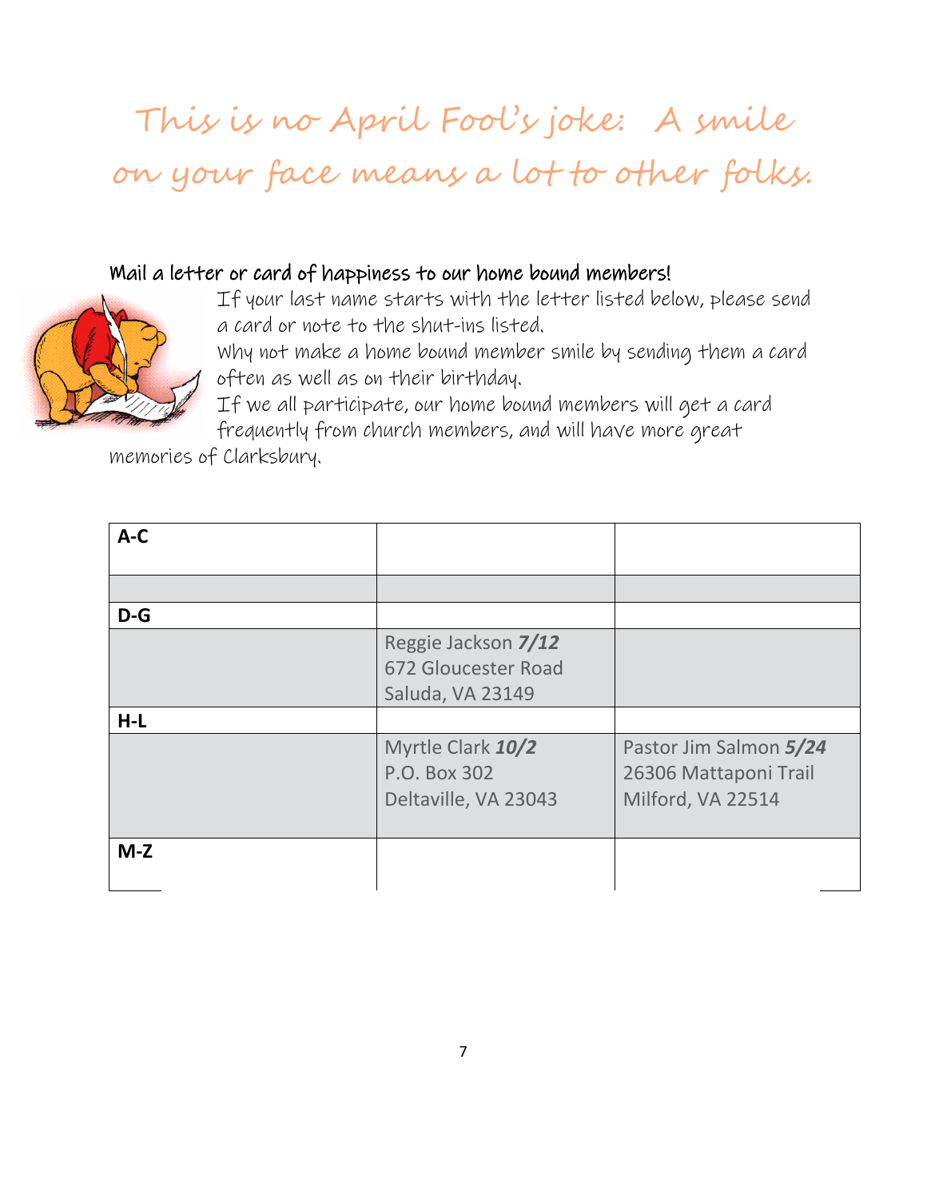# This is no April Fool's joke: A smile on your face means a lot to other folks.

**Mail a letter or card of happiness to our home bound members!**

If your last name starts with the letter listed below, please send a card or note to the shut-ins listed.

Why not make a home bound member smile by sending them a card often as well as on their birthday.

If we all participate, our home bound members will get a card frequently from church members, and will have more great memories of Clarksbury.

| **A-C** | | |
|---|---|---|
| | | |
| **D-G** | | |
| | Reggie Jackson ***7/12***<br>672 Gloucester Road<br>Saluda, VA 23149 | |
| **H-L** | | |
| | Myrtle Clark ***10/2***<br>P.O. Box 302<br>Deltaville, VA 23043 | Pastor Jim Salmon ***5/24***<br>26306 Mattaponi Trail<br>Milford, VA 22514 |
| **M-Z** | | |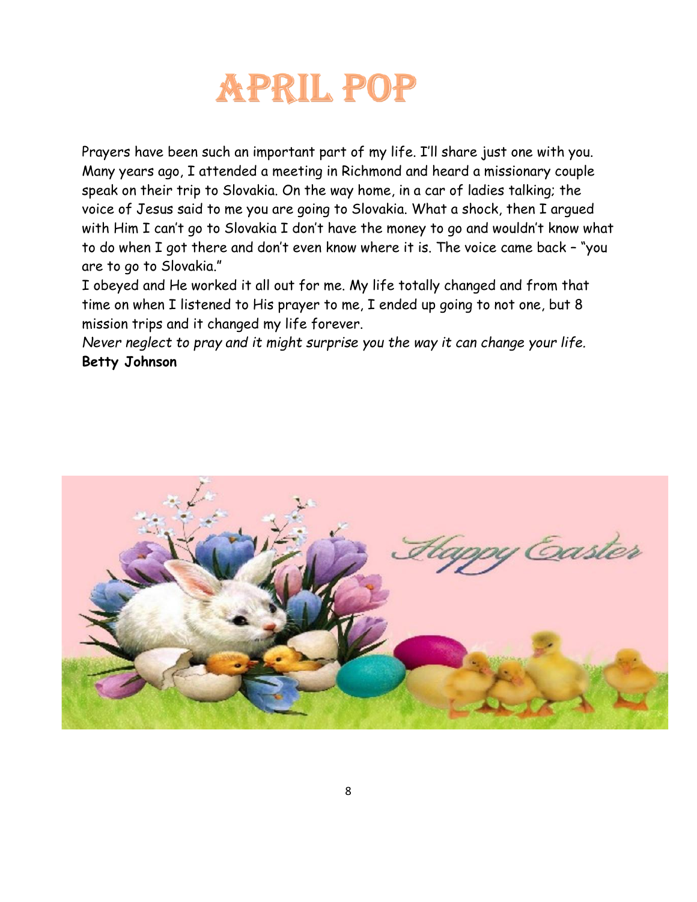# APRIL POP

Prayers have been such an important part of my life. I'll share just one with you. Many years ago, I attended a meeting in Richmond and heard a missionary couple speak on their trip to Slovakia. On the way home, in a car of ladies talking; the voice of Jesus said to me you are going to Slovakia. What a shock, then I argued with Him I can't go to Slovakia I don't have the money to go and wouldn't know what to do when I got there and don't even know where it is. The voice came back – "you are to go to Slovakia."

I obeyed and He worked it all out for me. My life totally changed and from that time on when I listened to His prayer to me, I ended up going to not one, but 8 mission trips and it changed my life forever.

*Never neglect to pray and it might surprise you the way it can change your life.*

**Betty Johnson**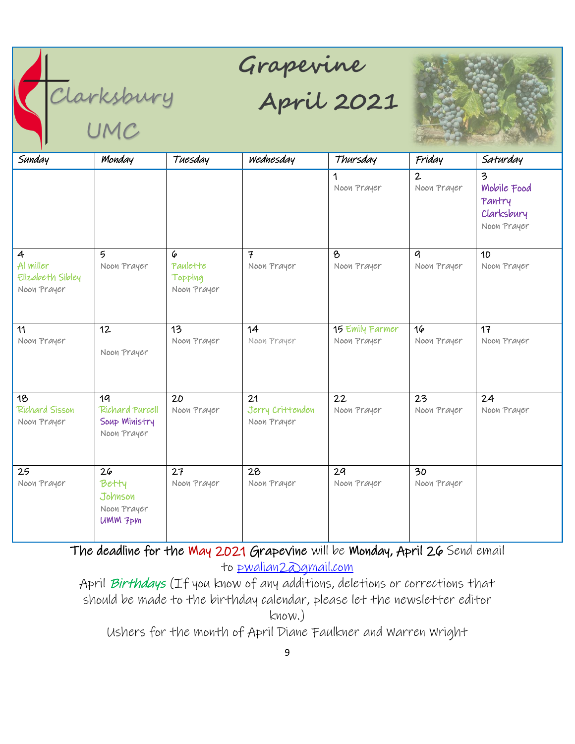# Clarksbury UMC

# Grapevine April 2021

| Sunday | Monday | Tuesday | Wednesday | Thursday | Friday | Saturday |
|---|---|---|---|---|---|---|
| | | | | 1 Noon Prayer | 2 Noon Prayer | 3 Mobile Food Pantry Clarksbury Noon Prayer |
| 4 Al miller Elizabeth Sibley Noon Prayer | 5 Noon Prayer | 6 Paulette Topping Noon Prayer | 7 Noon Prayer | 8 Noon Prayer | 9 Noon Prayer | 10 Noon Prayer |
| 11 Noon Prayer | 12 Noon Prayer | 13 Noon Prayer | 14 Noon Prayer | 15 Emily Farmer Noon Prayer | 16 Noon Prayer | 17 Noon Prayer |
| 18 Richard Sisson Noon Prayer | 19 Richard Purcell Soup Ministry Noon Prayer | 20 Noon Prayer | 21 Jerry Crittenden Noon Prayer | 22 Noon Prayer | 23 Noon Prayer | 24 Noon Prayer |
| 25 Noon Prayer | 26 Betty Johnson Noon Prayer UMM 7pm | 27 Noon Prayer | 28 Noon Prayer | 29 Noon Prayer | 30 Noon Prayer | |

The deadline for the May 2021 Grapevine will be Monday, April 26 Send email to pwalian2@gmail.com

April *Birthdays* (If you know of any additions, deletions or corrections that should be made to the birthday calendar, please let the newsletter editor know.)

Ushers for the month of April Diane Faulkner and Warren Wright